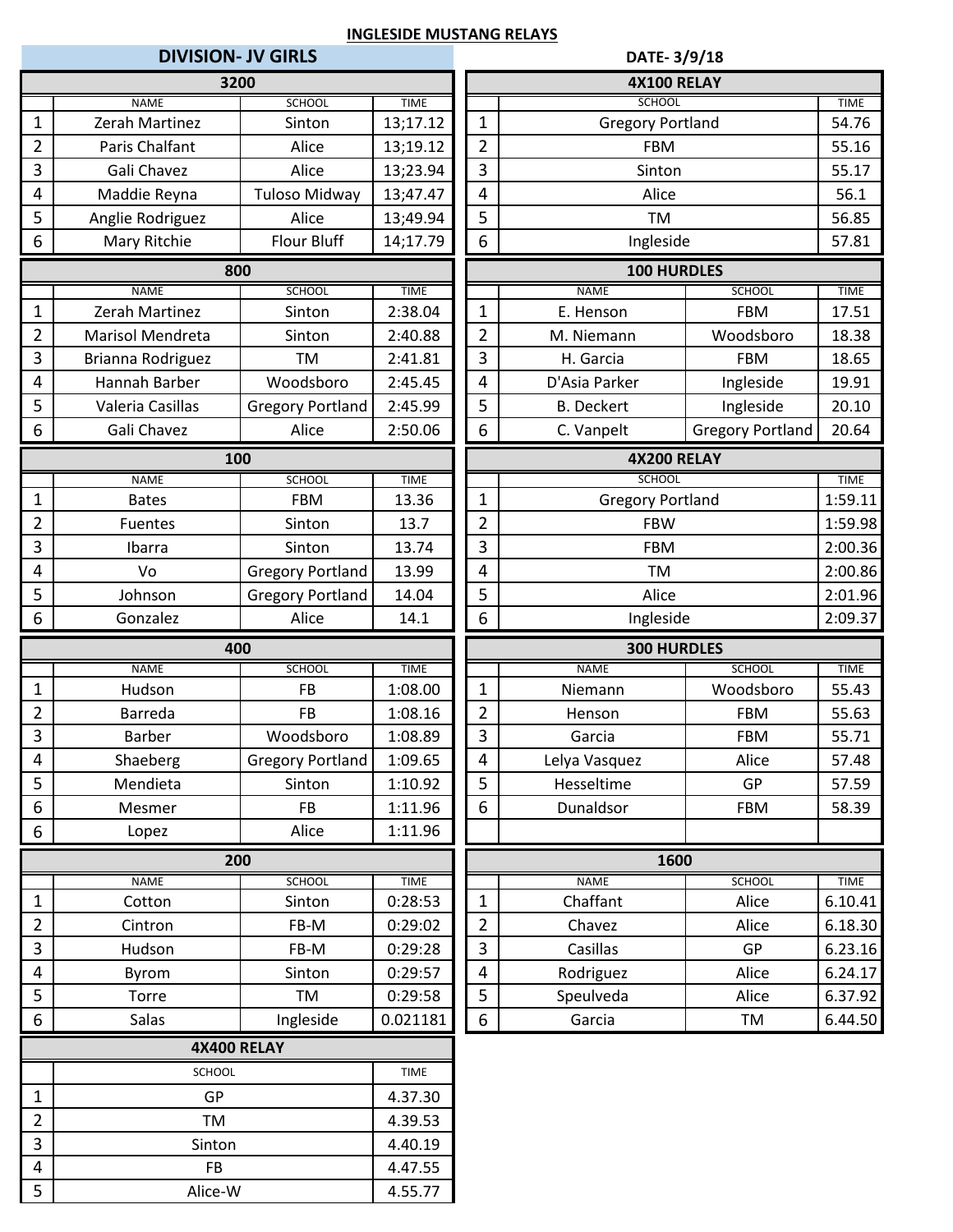# INGLESIDE MUSTANG RELAYS

**DIVISION- JV GIRLS**

**DATE- 3/9/18**

## 3200

| | NAME | SCHOOL | TIME |
|---|---|---|---|
| 1 | Zerah Martinez | Sinton | 13;17.12 |
| 2 | Paris Chalfant | Alice | 13;19.12 |
| 3 | Gali Chavez | Alice | 13;23.94 |
| 4 | Maddie Reyna | Tuloso Midway | 13;47.47 |
| 5 | Anglie Rodriguez | Alice | 13;49.94 |
| 6 | Mary Ritchie | Flour Bluff | 14;17.79 |

## 800

| | NAME | SCHOOL | TIME |
|---|---|---|---|
| 1 | Zerah Martinez | Sinton | 2:38.04 |
| 2 | Marisol Mendreta | Sinton | 2:40.88 |
| 3 | Brianna Rodriguez | TM | 2:41.81 |
| 4 | Hannah Barber | Woodsboro | 2:45.45 |
| 5 | Valeria Casillas | Gregory Portland | 2:45.99 |
| 6 | Gali Chavez | Alice | 2:50.06 |

## 100

| | NAME | SCHOOL | TIME |
|---|---|---|---|
| 1 | Bates | FBM | 13.36 |
| 2 | Fuentes | Sinton | 13.7 |
| 3 | Ibarra | Sinton | 13.74 |
| 4 | Vo | Gregory Portland | 13.99 |
| 5 | Johnson | Gregory Portland | 14.04 |
| 6 | Gonzalez | Alice | 14.1 |

## 400

| | NAME | SCHOOL | TIME |
|---|---|---|---|
| 1 | Hudson | FB | 1:08.00 |
| 2 | Barreda | FB | 1:08.16 |
| 3 | Barber | Woodsboro | 1:08.89 |
| 4 | Shaeberg | Gregory Portland | 1:09.65 |
| 5 | Mendieta | Sinton | 1:10.92 |
| 6 | Mesmer | FB | 1:11.96 |
| 6 | Lopez | Alice | 1:11.96 |

## 200

| | NAME | SCHOOL | TIME |
|---|---|---|---|
| 1 | Cotton | Sinton | 0:28:53 |
| 2 | Cintron | FB-M | 0:29:02 |
| 3 | Hudson | FB-M | 0:29:28 |
| 4 | Byrom | Sinton | 0:29:57 |
| 5 | Torre | TM | 0:29:58 |
| 6 | Salas | Ingleside | 0.021181 |

## 4X400 RELAY

| | SCHOOL | TIME |
|---|---|---|
| 1 | GP | 4.37.30 |
| 2 | TM | 4.39.53 |
| 3 | Sinton | 4.40.19 |
| 4 | FB | 4.47.55 |
| 5 | Alice-W | 4.55.77 |

## 4X100 RELAY

| | SCHOOL | TIME |
|---|---|---|
| 1 | Gregory Portland | 54.76 |
| 2 | FBM | 55.16 |
| 3 | Sinton | 55.17 |
| 4 | Alice | 56.1 |
| 5 | TM | 56.85 |
| 6 | Ingleside | 57.81 |

## 100 HURDLES

| | NAME | SCHOOL | TIME |
|---|---|---|---|
| 1 | E. Henson | FBM | 17.51 |
| 2 | M. Niemann | Woodsboro | 18.38 |
| 3 | H. Garcia | FBM | 18.65 |
| 4 | D'Asia Parker | Ingleside | 19.91 |
| 5 | B. Deckert | Ingleside | 20.10 |
| 6 | C. Vanpelt | Gregory Portland | 20.64 |

## 4X200 RELAY

| | SCHOOL | TIME |
|---|---|---|
| 1 | Gregory Portland | 1:59.11 |
| 2 | FBW | 1:59.98 |
| 3 | FBM | 2:00.36 |
| 4 | TM | 2:00.86 |
| 5 | Alice | 2:01.96 |
| 6 | Ingleside | 2:09.37 |

## 300 HURDLES

| | NAME | SCHOOL | TIME |
|---|---|---|---|
| 1 | Niemann | Woodsboro | 55.43 |
| 2 | Henson | FBM | 55.63 |
| 3 | Garcia | FBM | 55.71 |
| 4 | Lelya Vasquez | Alice | 57.48 |
| 5 | Hesseltime | GP | 57.59 |
| 6 | Dunaldsor | FBM | 58.39 |

## 1600

| | NAME | SCHOOL | TIME |
|---|---|---|---|
| 1 | Chaffant | Alice | 6.10.41 |
| 2 | Chavez | Alice | 6.18.30 |
| 3 | Casillas | GP | 6.23.16 |
| 4 | Rodriguez | Alice | 6.24.17 |
| 5 | Speulveda | Alice | 6.37.92 |
| 6 | Garcia | TM | 6.44.50 |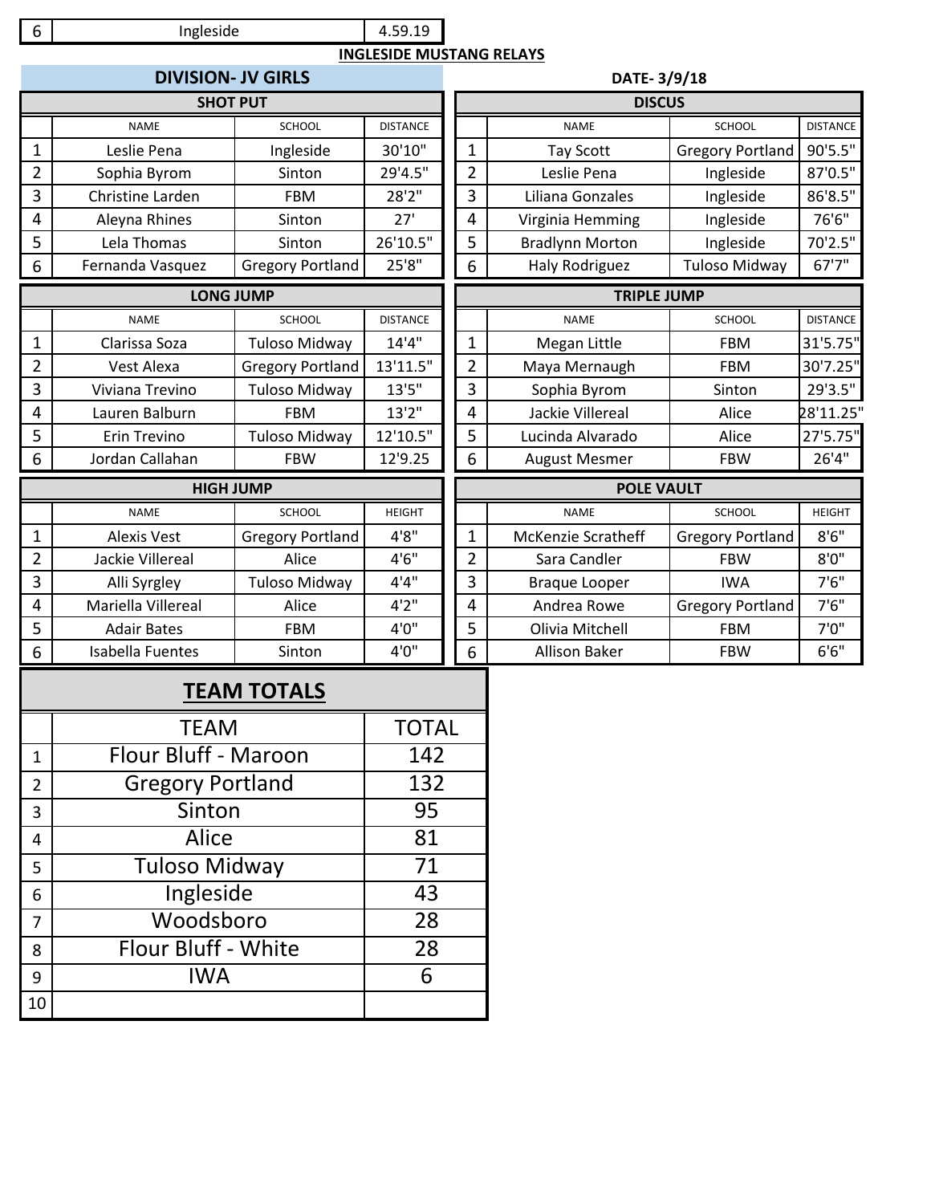| 6 | Ingleside | 4.59.19 |
|---|---|---|

**INGLESIDE MUSTANG RELAYS**

**DIVISION- JV GIRLS**

**DATE- 3/9/18**

### SHOT PUT

| | NAME | SCHOOL | DISTANCE |
|---|---|---|---|
| 1 | Leslie Pena | Ingleside | 30'10" |
| 2 | Sophia Byrom | Sinton | 29'4.5" |
| 3 | Christine Larden | FBM | 28'2" |
| 4 | Aleyna Rhines | Sinton | 27' |
| 5 | Lela Thomas | Sinton | 26'10.5" |
| 6 | Fernanda Vasquez | Gregory Portland | 25'8" |

### DISCUS

| | NAME | SCHOOL | DISTANCE |
|---|---|---|---|
| 1 | Tay Scott | Gregory Portland | 90'5.5" |
| 2 | Leslie Pena | Ingleside | 87'0.5" |
| 3 | Liliana Gonzales | Ingleside | 86'8.5" |
| 4 | Virginia Hemming | Ingleside | 76'6" |
| 5 | Bradlynn Morton | Ingleside | 70'2.5" |
| 6 | Haly Rodriguez | Tuloso Midway | 67'7" |

### LONG JUMP

| | NAME | SCHOOL | DISTANCE |
|---|---|---|---|
| 1 | Clarissa Soza | Tuloso Midway | 14'4" |
| 2 | Vest Alexa | Gregory Portland | 13'11.5" |
| 3 | Viviana Trevino | Tuloso Midway | 13'5" |
| 4 | Lauren Balburn | FBM | 13'2" |
| 5 | Erin Trevino | Tuloso Midway | 12'10.5" |
| 6 | Jordan Callahan | FBW | 12'9.25 |

### TRIPLE JUMP

| | NAME | SCHOOL | DISTANCE |
|---|---|---|---|
| 1 | Megan Little | FBM | 31'5.75" |
| 2 | Maya Mernaugh | FBM | 30'7.25" |
| 3 | Sophia Byrom | Sinton | 29'3.5" |
| 4 | Jackie Villereal | Alice | 28'11.25" |
| 5 | Lucinda Alvarado | Alice | 27'5.75" |
| 6 | August Mesmer | FBW | 26'4" |

### HIGH JUMP

| | NAME | SCHOOL | HEIGHT |
|---|---|---|---|
| 1 | Alexis Vest | Gregory Portland | 4'8" |
| 2 | Jackie Villereal | Alice | 4'6" |
| 3 | Alli Syrgley | Tuloso Midway | 4'4" |
| 4 | Mariella Villereal | Alice | 4'2" |
| 5 | Adair Bates | FBM | 4'0" |
| 6 | Isabella Fuentes | Sinton | 4'0" |

### POLE VAULT

| | NAME | SCHOOL | HEIGHT |
|---|---|---|---|
| 1 | McKenzie Scratheff | Gregory Portland | 8'6" |
| 2 | Sara Candler | FBW | 8'0" |
| 3 | Braque Looper | IWA | 7'6" |
| 4 | Andrea Rowe | Gregory Portland | 7'6" |
| 5 | Olivia Mitchell | FBM | 7'0" |
| 6 | Allison Baker | FBW | 6'6" |

## TEAM TOTALS

| | TEAM | TOTAL |
|---|---|---|
| 1 | Flour Bluff - Maroon | 142 |
| 2 | Gregory Portland | 132 |
| 3 | Sinton | 95 |
| 4 | Alice | 81 |
| 5 | Tuloso Midway | 71 |
| 6 | Ingleside | 43 |
| 7 | Woodsboro | 28 |
| 8 | Flour Bluff - White | 28 |
| 9 | IWA | 6 |
| 10 | | |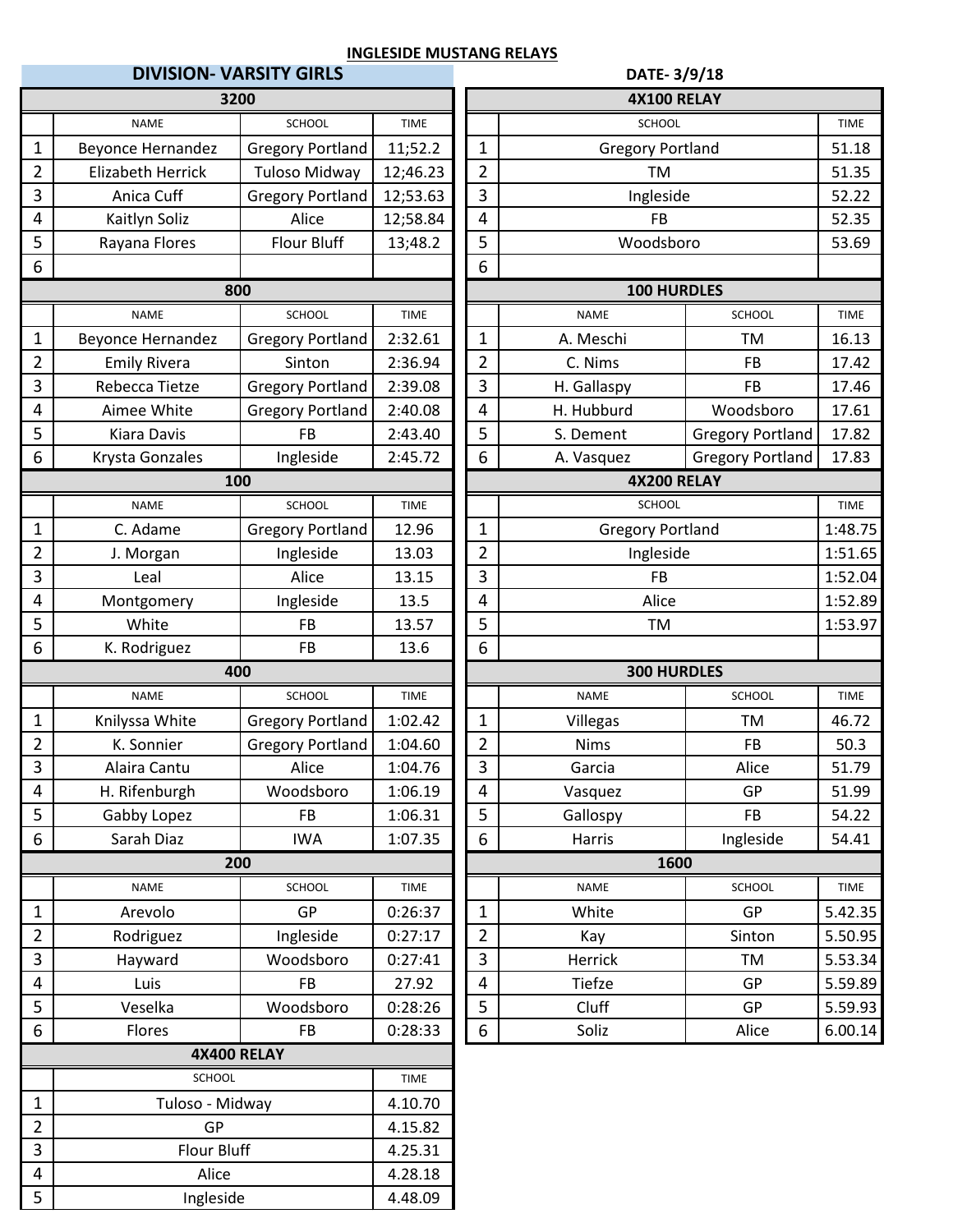## INGLESIDE MUSTANG RELAYS

**DIVISION- VARSITY GIRLS**

**DATE- 3/9/18**

### 3200

| | NAME | SCHOOL | TIME |
|---|---|---|---|
| 1 | Beyonce Hernandez | Gregory Portland | 11;52.2 |
| 2 | Elizabeth Herrick | Tuloso Midway | 12;46.23 |
| 3 | Anica Cuff | Gregory Portland | 12;53.63 |
| 4 | Kaitlyn Soliz | Alice | 12;58.84 |
| 5 | Rayana Flores | Flour Bluff | 13;48.2 |
| 6 | | | |

### 800

| | NAME | SCHOOL | TIME |
|---|---|---|---|
| 1 | Beyonce Hernandez | Gregory Portland | 2:32.61 |
| 2 | Emily Rivera | Sinton | 2:36.94 |
| 3 | Rebecca Tietze | Gregory Portland | 2:39.08 |
| 4 | Aimee White | Gregory Portland | 2:40.08 |
| 5 | Kiara Davis | FB | 2:43.40 |
| 6 | Krysta Gonzales | Ingleside | 2:45.72 |

### 100

| | NAME | SCHOOL | TIME |
|---|---|---|---|
| 1 | C. Adame | Gregory Portland | 12.96 |
| 2 | J. Morgan | Ingleside | 13.03 |
| 3 | Leal | Alice | 13.15 |
| 4 | Montgomery | Ingleside | 13.5 |
| 5 | White | FB | 13.57 |
| 6 | K. Rodriguez | FB | 13.6 |

### 400

| | NAME | SCHOOL | TIME |
|---|---|---|---|
| 1 | Knilyssa White | Gregory Portland | 1:02.42 |
| 2 | K. Sonnier | Gregory Portland | 1:04.60 |
| 3 | Alaira Cantu | Alice | 1:04.76 |
| 4 | H. Rifenburgh | Woodsboro | 1:06.19 |
| 5 | Gabby Lopez | FB | 1:06.31 |
| 6 | Sarah Diaz | IWA | 1:07.35 |

### 200

| | NAME | SCHOOL | TIME |
|---|---|---|---|
| 1 | Arevolo | GP | 0:26:37 |
| 2 | Rodriguez | Ingleside | 0:27:17 |
| 3 | Hayward | Woodsboro | 0:27:41 |
| 4 | Luis | FB | 27.92 |
| 5 | Veselka | Woodsboro | 0:28:26 |
| 6 | Flores | FB | 0:28:33 |

### 4X400 RELAY

| | SCHOOL | TIME |
|---|---|---|
| 1 | Tuloso - Midway | 4.10.70 |
| 2 | GP | 4.15.82 |
| 3 | Flour Bluff | 4.25.31 |
| 4 | Alice | 4.28.18 |
| 5 | Ingleside | 4.48.09 |

### 4X100 RELAY

| | SCHOOL | TIME |
|---|---|---|
| 1 | Gregory Portland | 51.18 |
| 2 | TM | 51.35 |
| 3 | Ingleside | 52.22 |
| 4 | FB | 52.35 |
| 5 | Woodsboro | 53.69 |
| 6 | | |

### 100 HURDLES

| | NAME | SCHOOL | TIME |
|---|---|---|---|
| 1 | A. Meschi | TM | 16.13 |
| 2 | C. Nims | FB | 17.42 |
| 3 | H. Gallaspy | FB | 17.46 |
| 4 | H. Hubburd | Woodsboro | 17.61 |
| 5 | S. Dement | Gregory Portland | 17.82 |
| 6 | A. Vasquez | Gregory Portland | 17.83 |

### 4X200 RELAY

| | SCHOOL | TIME |
|---|---|---|
| 1 | Gregory Portland | 1:48.75 |
| 2 | Ingleside | 1:51.65 |
| 3 | FB | 1:52.04 |
| 4 | Alice | 1:52.89 |
| 5 | TM | 1:53.97 |
| 6 | | |

### 300 HURDLES

| | NAME | SCHOOL | TIME |
|---|---|---|---|
| 1 | Villegas | TM | 46.72 |
| 2 | Nims | FB | 50.3 |
| 3 | Garcia | Alice | 51.79 |
| 4 | Vasquez | GP | 51.99 |
| 5 | Gallospy | FB | 54.22 |
| 6 | Harris | Ingleside | 54.41 |

### 1600

| | NAME | SCHOOL | TIME |
|---|---|---|---|
| 1 | White | GP | 5.42.35 |
| 2 | Kay | Sinton | 5.50.95 |
| 3 | Herrick | TM | 5.53.34 |
| 4 | Tiefze | GP | 5.59.89 |
| 5 | Cluff | GP | 5.59.93 |
| 6 | Soliz | Alice | 6.00.14 |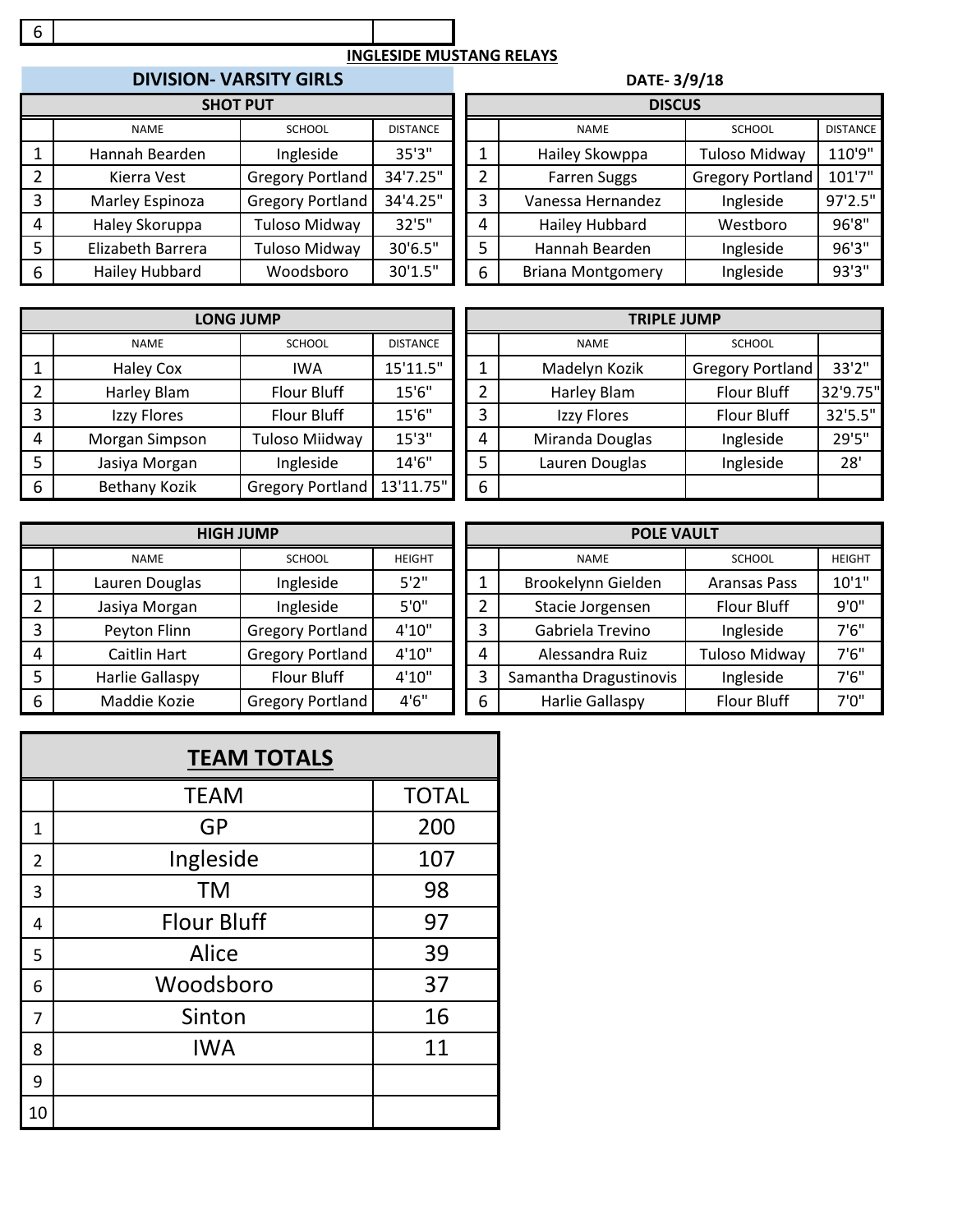| 6 | | |
|---|---|---|

## INGLESIDE MUSTANG RELAYS

**DIVISION- VARSITY GIRLS**

**DATE- 3/9/18**

| SHOT PUT | | | |
|---|---|---|---|
| | NAME | SCHOOL | DISTANCE |
| 1 | Hannah Bearden | Ingleside | 35'3" |
| 2 | Kierra Vest | Gregory Portland | 34'7.25" |
| 3 | Marley Espinoza | Gregory Portland | 34'4.25" |
| 4 | Haley Skoruppa | Tuloso Midway | 32'5" |
| 5 | Elizabeth Barrera | Tuloso Midway | 30'6.5" |
| 6 | Hailey Hubbard | Woodsboro | 30'1.5" |

| DISCUS | | | |
|---|---|---|---|
| | NAME | SCHOOL | DISTANCE |
| 1 | Hailey Skowppa | Tuloso Midway | 110'9" |
| 2 | Farren Suggs | Gregory Portland | 101'7" |
| 3 | Vanessa Hernandez | Ingleside | 97'2.5" |
| 4 | Hailey Hubbard | Westboro | 96'8" |
| 5 | Hannah Bearden | Ingleside | 96'3" |
| 6 | Briana Montgomery | Ingleside | 93'3" |

| LONG JUMP | | | |
|---|---|---|---|
| | NAME | SCHOOL | DISTANCE |
| 1 | Haley Cox | IWA | 15'11.5" |
| 2 | Harley Blam | Flour Bluff | 15'6" |
| 3 | Izzy Flores | Flour Bluff | 15'6" |
| 4 | Morgan Simpson | Tuloso Miidway | 15'3" |
| 5 | Jasiya Morgan | Ingleside | 14'6" |
| 6 | Bethany Kozik | Gregory Portland | 13'11.75" |

| TRIPLE JUMP | | | |
|---|---|---|---|
| | NAME | SCHOOL | |
| 1 | Madelyn Kozik | Gregory Portland | 33'2" |
| 2 | Harley Blam | Flour Bluff | 32'9.75" |
| 3 | Izzy Flores | Flour Bluff | 32'5.5" |
| 4 | Miranda Douglas | Ingleside | 29'5" |
| 5 | Lauren Douglas | Ingleside | 28' |
| 6 | | | |

| HIGH JUMP | | | |
|---|---|---|---|
| | NAME | SCHOOL | HEIGHT |
| 1 | Lauren Douglas | Ingleside | 5'2" |
| 2 | Jasiya Morgan | Ingleside | 5'0" |
| 3 | Peyton Flinn | Gregory Portland | 4'10" |
| 4 | Caitlin Hart | Gregory Portland | 4'10" |
| 5 | Harlie Gallaspy | Flour Bluff | 4'10" |
| 6 | Maddie Kozie | Gregory Portland | 4'6" |

| POLE VAULT | | | |
|---|---|---|---|
| | NAME | SCHOOL | HEIGHT |
| 1 | Brookelynn Gielden | Aransas Pass | 10'1" |
| 2 | Stacie Jorgensen | Flour Bluff | 9'0" |
| 3 | Gabriela Trevino | Ingleside | 7'6" |
| 4 | Alessandra Ruiz | Tuloso Midway | 7'6" |
| 3 | Samantha Dragustinovis | Ingleside | 7'6" |
| 6 | Harlie Gallaspy | Flour Bluff | 7'0" |

| TEAM TOTALS | | |
|---|---|---|
| | TEAM | TOTAL |
| 1 | GP | 200 |
| 2 | Ingleside | 107 |
| 3 | TM | 98 |
| 4 | Flour Bluff | 97 |
| 5 | Alice | 39 |
| 6 | Woodsboro | 37 |
| 7 | Sinton | 16 |
| 8 | IWA | 11 |
| 9 | | |
| 10 | | |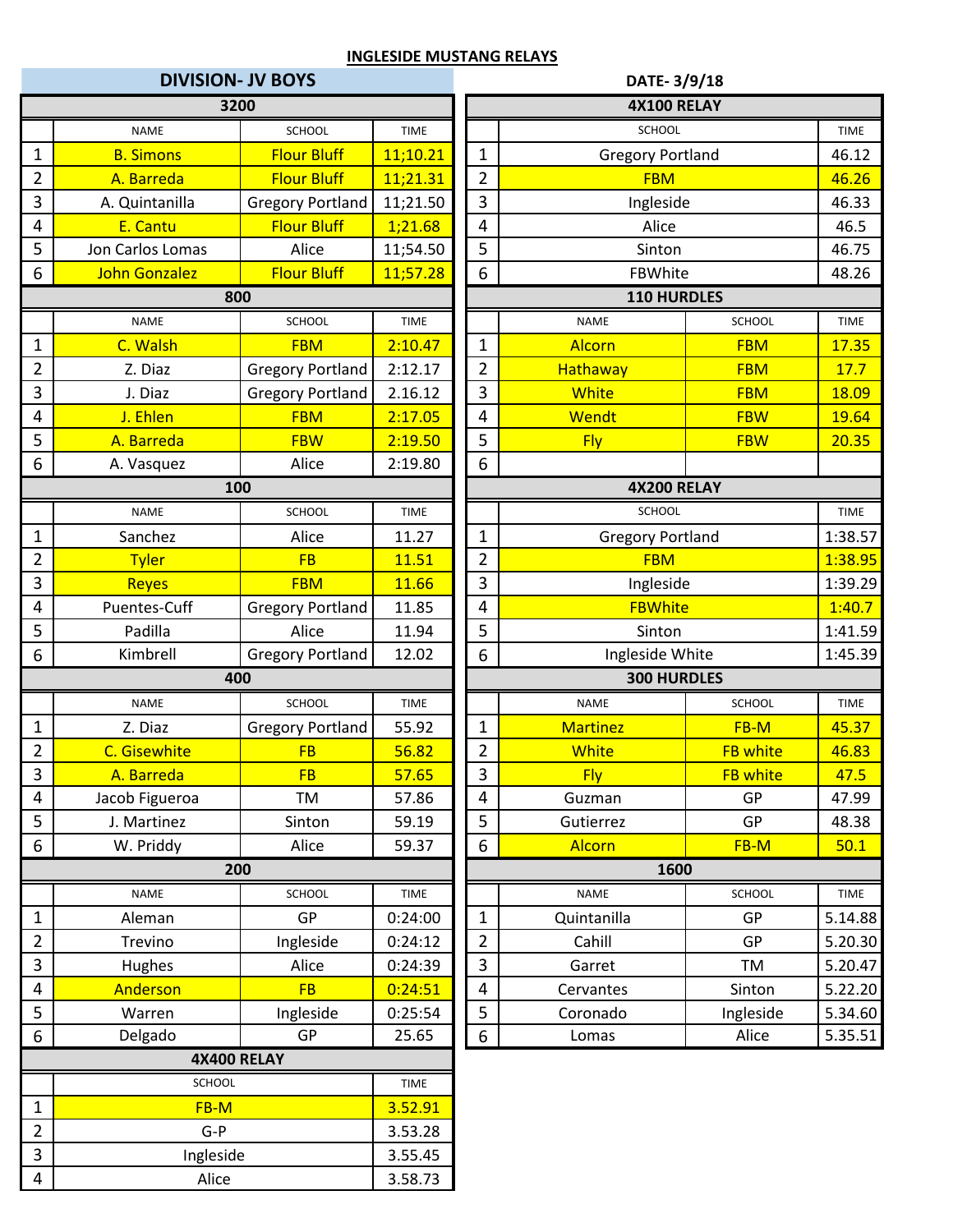# INGLESIDE MUSTANG RELAYS

**DIVISION- JV BOYS** **DATE- 3/9/18**

### 3200

| | NAME | SCHOOL | TIME |
|---|---|---|---|
| 1 | B. Simons | Flour Bluff | 11;10.21 |
| 2 | A. Barreda | Flour Bluff | 11;21.31 |
| 3 | A. Quintanilla | Gregory Portland | 11;21.50 |
| 4 | E. Cantu | Flour Bluff | 1;21.68 |
| 5 | Jon Carlos Lomas | Alice | 11;54.50 |
| 6 | John Gonzalez | Flour Bluff | 11;57.28 |

### 800

| | NAME | SCHOOL | TIME |
|---|---|---|---|
| 1 | C. Walsh | FBM | 2:10.47 |
| 2 | Z. Diaz | Gregory Portland | 2:12.17 |
| 3 | J. Diaz | Gregory Portland | 2.16.12 |
| 4 | J. Ehlen | FBM | 2:17.05 |
| 5 | A. Barreda | FBW | 2:19.50 |
| 6 | A. Vasquez | Alice | 2:19.80 |

### 100

| | NAME | SCHOOL | TIME |
|---|---|---|---|
| 1 | Sanchez | Alice | 11.27 |
| 2 | Tyler | FB | 11.51 |
| 3 | Reyes | FBM | 11.66 |
| 4 | Puentes-Cuff | Gregory Portland | 11.85 |
| 5 | Padilla | Alice | 11.94 |
| 6 | Kimbrell | Gregory Portland | 12.02 |

### 400

| | NAME | SCHOOL | TIME |
|---|---|---|---|
| 1 | Z. Diaz | Gregory Portland | 55.92 |
| 2 | C. Gisewhite | FB | 56.82 |
| 3 | A. Barreda | FB | 57.65 |
| 4 | Jacob Figueroa | TM | 57.86 |
| 5 | J. Martinez | Sinton | 59.19 |
| 6 | W. Priddy | Alice | 59.37 |

### 200

| | NAME | SCHOOL | TIME |
|---|---|---|---|
| 1 | Aleman | GP | 0:24:00 |
| 2 | Trevino | Ingleside | 0:24:12 |
| 3 | Hughes | Alice | 0:24:39 |
| 4 | Anderson | FB | 0:24:51 |
| 5 | Warren | Ingleside | 0:25:54 |
| 6 | Delgado | GP | 25.65 |

### 4X400 RELAY

| | SCHOOL | TIME |
|---|---|---|
| 1 | FB-M | 3.52.91 |
| 2 | G-P | 3.53.28 |
| 3 | Ingleside | 3.55.45 |
| 4 | Alice | 3.58.73 |

### 4X100 RELAY

| | SCHOOL | TIME |
|---|---|---|
| 1 | Gregory Portland | 46.12 |
| 2 | FBM | 46.26 |
| 3 | Ingleside | 46.33 |
| 4 | Alice | 46.5 |
| 5 | Sinton | 46.75 |
| 6 | FBWhite | 48.26 |

### 110 HURDLES

| | NAME | SCHOOL | TIME |
|---|---|---|---|
| 1 | Alcorn | FBM | 17.35 |
| 2 | Hathaway | FBM | 17.7 |
| 3 | White | FBM | 18.09 |
| 4 | Wendt | FBW | 19.64 |
| 5 | Fly | FBW | 20.35 |
| 6 | | | |

### 4X200 RELAY

| | SCHOOL | TIME |
|---|---|---|
| 1 | Gregory Portland | 1:38.57 |
| 2 | FBM | 1:38.95 |
| 3 | Ingleside | 1:39.29 |
| 4 | FBWhite | 1:40.7 |
| 5 | Sinton | 1:41.59 |
| 6 | Ingleside White | 1:45.39 |

### 300 HURDLES

| | NAME | SCHOOL | TIME |
|---|---|---|---|
| 1 | Martinez | FB-M | 45.37 |
| 2 | White | FB white | 46.83 |
| 3 | Fly | FB white | 47.5 |
| 4 | Guzman | GP | 47.99 |
| 5 | Gutierrez | GP | 48.38 |
| 6 | Alcorn | FB-M | 50.1 |

### 1600

| | NAME | SCHOOL | TIME |
|---|---|---|---|
| 1 | Quintanilla | GP | 5.14.88 |
| 2 | Cahill | GP | 5.20.30 |
| 3 | Garret | TM | 5.20.47 |
| 4 | Cervantes | Sinton | 5.22.20 |
| 5 | Coronado | Ingleside | 5.34.60 |
| 6 | Lomas | Alice | 5.35.51 |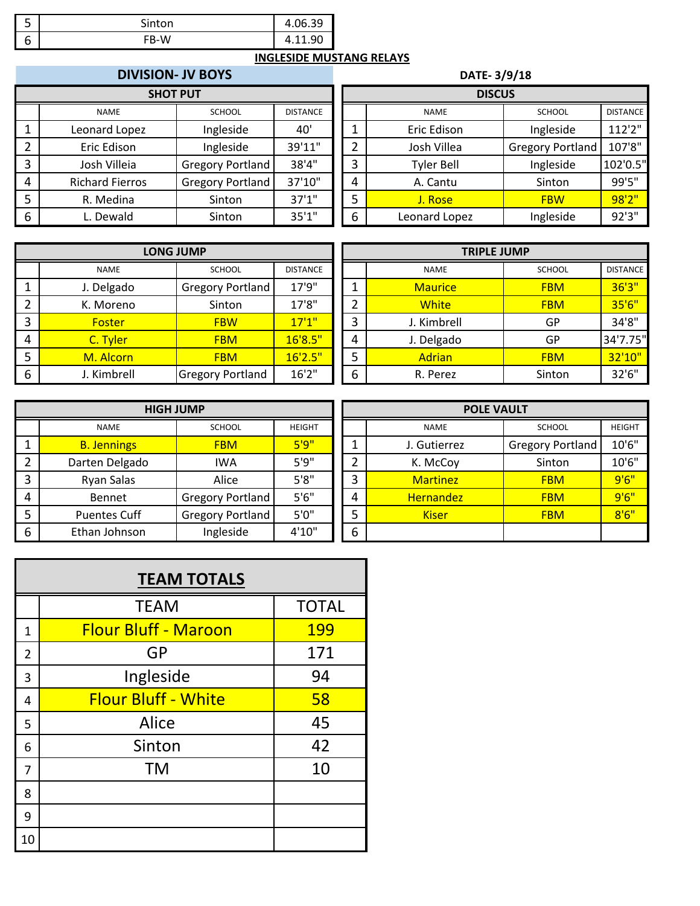| | | |
|---|---|---|
| 5 | Sinton | 4.06.39 |
| 6 | FB-W | 4.11.90 |

**INGLESIDE MUSTANG RELAYS**

## DIVISION- JV BOYS

**DATE- 3/9/18**

| SHOT PUT | | | |
|---|---|---|---|
| | NAME | SCHOOL | DISTANCE |
| 1 | Leonard Lopez | Ingleside | 40' |
| 2 | Eric Edison | Ingleside | 39'11" |
| 3 | Josh Villeia | Gregory Portland | 38'4" |
| 4 | Richard Fierros | Gregory Portland | 37'10" |
| 5 | R. Medina | Sinton | 37'1" |
| 6 | L. Dewald | Sinton | 35'1" |

| DISCUS | | | |
|---|---|---|---|
| | NAME | SCHOOL | DISTANCE |
| 1 | Eric Edison | Ingleside | 112'2" |
| 2 | Josh Villea | Gregory Portland | 107'8" |
| 3 | Tyler Bell | Ingleside | 102'0.5" |
| 4 | A. Cantu | Sinton | 99'5" |
| 5 | J. Rose | FBW | 98'2" |
| 6 | Leonard Lopez | Ingleside | 92'3" |

| LONG JUMP | | | |
|---|---|---|---|
| | NAME | SCHOOL | DISTANCE |
| 1 | J. Delgado | Gregory Portland | 17'9" |
| 2 | K. Moreno | Sinton | 17'8" |
| 3 | Foster | FBW | 17'1" |
| 4 | C. Tyler | FBM | 16'8.5" |
| 5 | M. Alcorn | FBM | 16'2.5" |
| 6 | J. Kimbrell | Gregory Portland | 16'2" |

| TRIPLE JUMP | | | |
|---|---|---|---|
| | NAME | SCHOOL | DISTANCE |
| 1 | Maurice | FBM | 36'3" |
| 2 | White | FBM | 35'6" |
| 3 | J. Kimbrell | GP | 34'8" |
| 4 | J. Delgado | GP | 34'7.75" |
| 5 | Adrian | FBM | 32'10" |
| 6 | R. Perez | Sinton | 32'6" |

| HIGH JUMP | | | |
|---|---|---|---|
| | NAME | SCHOOL | HEIGHT |
| 1 | B. Jennings | FBM | 5'9" |
| 2 | Darten Delgado | IWA | 5'9" |
| 3 | Ryan Salas | Alice | 5'8" |
| 4 | Bennet | Gregory Portland | 5'6" |
| 5 | Puentes Cuff | Gregory Portland | 5'0" |
| 6 | Ethan Johnson | Ingleside | 4'10" |

| POLE VAULT | | | |
|---|---|---|---|
| | NAME | SCHOOL | HEIGHT |
| 1 | J. Gutierrez | Gregory Portland | 10'6" |
| 2 | K. McCoy | Sinton | 10'6" |
| 3 | Martinez | FBM | 9'6" |
| 4 | Hernandez | FBM | 9'6" |
| 5 | Kiser | FBM | 8'6" |
| 6 | | | |

| TEAM TOTALS | | |
|---|---|---|
| | TEAM | TOTAL |
| 1 | Flour Bluff - Maroon | 199 |
| 2 | GP | 171 |
| 3 | Ingleside | 94 |
| 4 | Flour Bluff - White | 58 |
| 5 | Alice | 45 |
| 6 | Sinton | 42 |
| 7 | TM | 10 |
| 8 | | |
| 9 | | |
| 10 | | |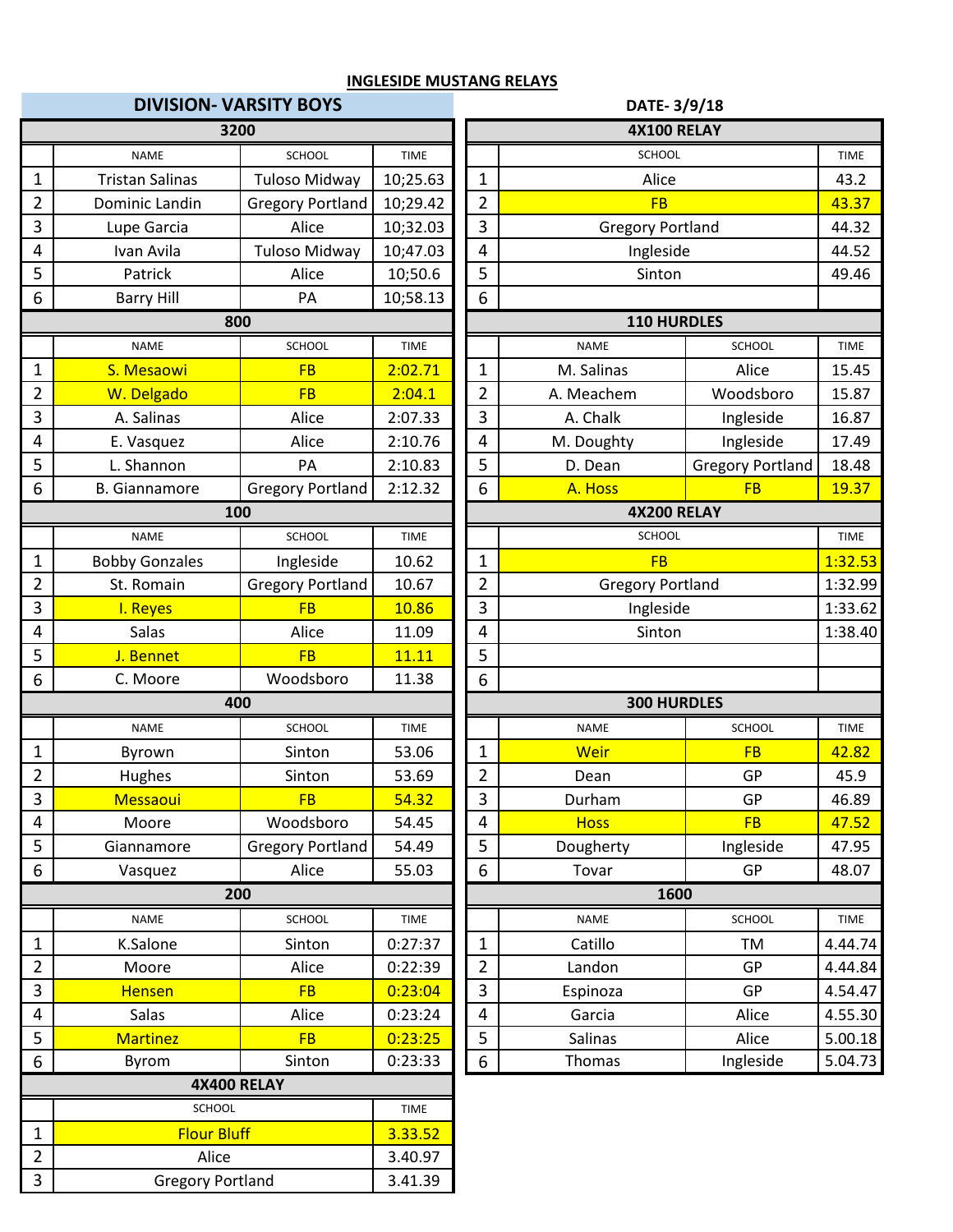# INGLESIDE MUSTANG RELAYS

**DIVISION- VARSITY BOYS**

**DATE- 3/9/18**

### 3200

| | NAME | SCHOOL | TIME |
|---|---|---|---|
| 1 | Tristan Salinas | Tuloso Midway | 10;25.63 |
| 2 | Dominic Landin | Gregory Portland | 10;29.42 |
| 3 | Lupe Garcia | Alice | 10;32.03 |
| 4 | Ivan Avila | Tuloso Midway | 10;47.03 |
| 5 | Patrick | Alice | 10;50.6 |
| 6 | Barry Hill | PA | 10;58.13 |

### 800

| | NAME | SCHOOL | TIME |
|---|---|---|---|
| 1 | S. Mesaowi | FB | 2:02.71 |
| 2 | W. Delgado | FB | 2:04.1 |
| 3 | A. Salinas | Alice | 2:07.33 |
| 4 | E. Vasquez | Alice | 2:10.76 |
| 5 | L. Shannon | PA | 2:10.83 |
| 6 | B. Giannamore | Gregory Portland | 2:12.32 |

### 100

| | NAME | SCHOOL | TIME |
|---|---|---|---|
| 1 | Bobby Gonzales | Ingleside | 10.62 |
| 2 | St. Romain | Gregory Portland | 10.67 |
| 3 | I. Reyes | FB | 10.86 |
| 4 | Salas | Alice | 11.09 |
| 5 | J. Bennet | FB | 11.11 |
| 6 | C. Moore | Woodsboro | 11.38 |

### 400

| | NAME | SCHOOL | TIME |
|---|---|---|---|
| 1 | Byrown | Sinton | 53.06 |
| 2 | Hughes | Sinton | 53.69 |
| 3 | Messaoui | FB | 54.32 |
| 4 | Moore | Woodsboro | 54.45 |
| 5 | Giannamore | Gregory Portland | 54.49 |
| 6 | Vasquez | Alice | 55.03 |

### 200

| | NAME | SCHOOL | TIME |
|---|---|---|---|
| 1 | K.Salone | Sinton | 0:27:37 |
| 2 | Moore | Alice | 0:22:39 |
| 3 | Hensen | FB | 0:23:04 |
| 4 | Salas | Alice | 0:23:24 |
| 5 | Martinez | FB | 0:23:25 |
| 6 | Byrom | Sinton | 0:23:33 |

### 4X400 RELAY

| | SCHOOL | TIME |
|---|---|---|
| 1 | Flour Bluff | 3.33.52 |
| 2 | Alice | 3.40.97 |
| 3 | Gregory Portland | 3.41.39 |

### 4X100 RELAY

| | SCHOOL | TIME |
|---|---|---|
| 1 | Alice | 43.2 |
| 2 | FB | 43.37 |
| 3 | Gregory Portland | 44.32 |
| 4 | Ingleside | 44.52 |
| 5 | Sinton | 49.46 |
| 6 | | |

### 110 HURDLES

| | NAME | SCHOOL | TIME |
|---|---|---|---|
| 1 | M. Salinas | Alice | 15.45 |
| 2 | A. Meachem | Woodsboro | 15.87 |
| 3 | A. Chalk | Ingleside | 16.87 |
| 4 | M. Doughty | Ingleside | 17.49 |
| 5 | D. Dean | Gregory Portland | 18.48 |
| 6 | A. Hoss | FB | 19.37 |

### 4X200 RELAY

| | SCHOOL | TIME |
|---|---|---|
| 1 | FB | 1:32.53 |
| 2 | Gregory Portland | 1:32.99 |
| 3 | Ingleside | 1:33.62 |
| 4 | Sinton | 1:38.40 |
| 5 | | |
| 6 | | |

### 300 HURDLES

| | NAME | SCHOOL | TIME |
|---|---|---|---|
| 1 | Weir | FB | 42.82 |
| 2 | Dean | GP | 45.9 |
| 3 | Durham | GP | 46.89 |
| 4 | Hoss | FB | 47.52 |
| 5 | Dougherty | Ingleside | 47.95 |
| 6 | Tovar | GP | 48.07 |

### 1600

| | NAME | SCHOOL | TIME |
|---|---|---|---|
| 1 | Catillo | TM | 4.44.74 |
| 2 | Landon | GP | 4.44.84 |
| 3 | Espinoza | GP | 4.54.47 |
| 4 | Garcia | Alice | 4.55.30 |
| 5 | Salinas | Alice | 5.00.18 |
| 6 | Thomas | Ingleside | 5.04.73 |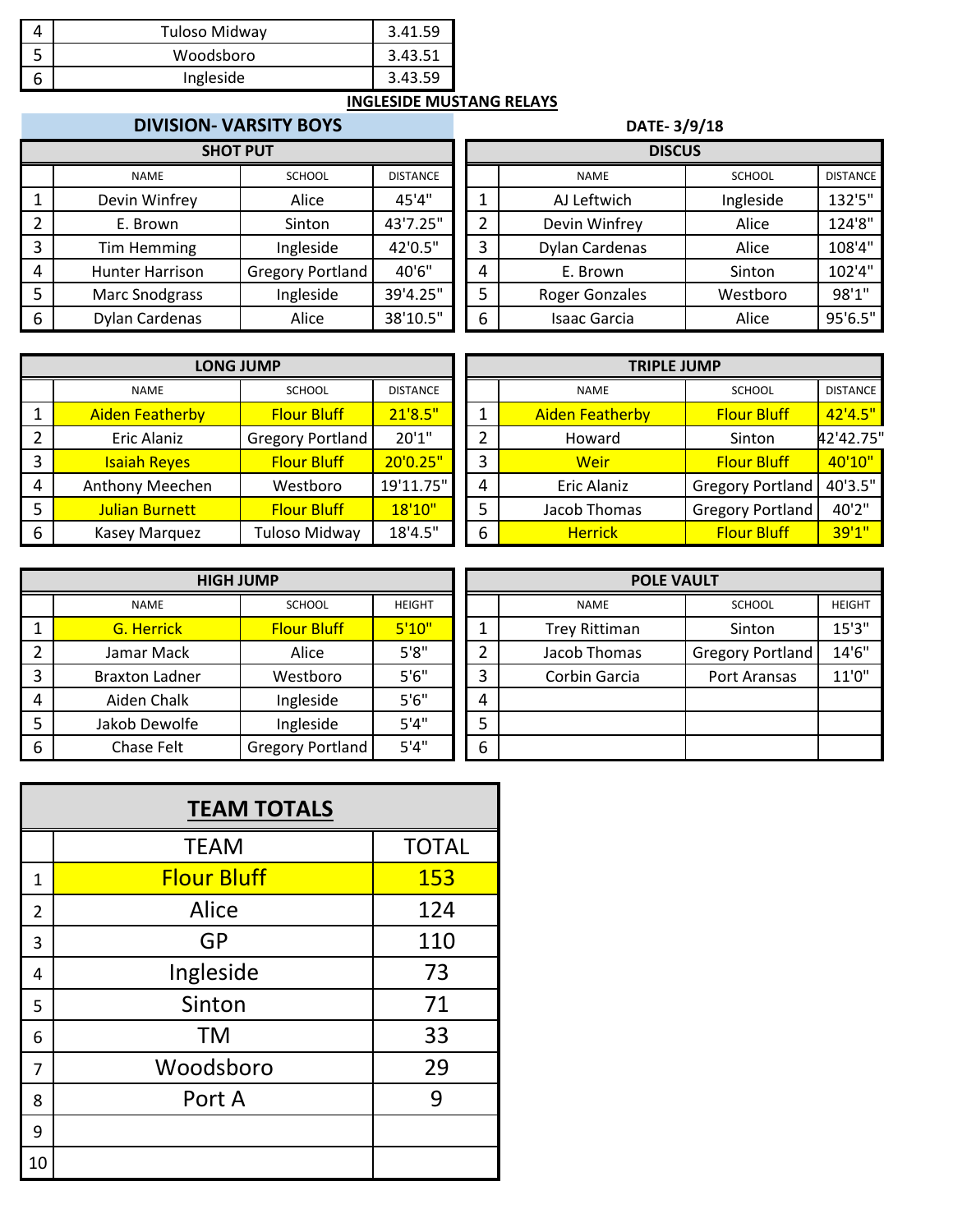| | | |
|---|---|---|
| 4 | Tuloso Midway | 3.41.59 |
| 5 | Woodsboro | 3.43.51 |
| 6 | Ingleside | 3.43.59 |

**INGLESIDE MUSTANG RELAYS**

**DIVISION- VARSITY BOYS**

**DATE- 3/9/18**

**SHOT PUT**

| | NAME | SCHOOL | DISTANCE |
|---|---|---|---|
| 1 | Devin Winfrey | Alice | 45'4" |
| 2 | E. Brown | Sinton | 43'7.25" |
| 3 | Tim Hemming | Ingleside | 42'0.5" |
| 4 | Hunter Harrison | Gregory Portland | 40'6" |
| 5 | Marc Snodgrass | Ingleside | 39'4.25" |
| 6 | Dylan Cardenas | Alice | 38'10.5" |

**DISCUS**

| | NAME | SCHOOL | DISTANCE |
|---|---|---|---|
| 1 | AJ Leftwich | Ingleside | 132'5" |
| 2 | Devin Winfrey | Alice | 124'8" |
| 3 | Dylan Cardenas | Alice | 108'4" |
| 4 | E. Brown | Sinton | 102'4" |
| 5 | Roger Gonzales | Westboro | 98'1" |
| 6 | Isaac Garcia | Alice | 95'6.5" |

**LONG JUMP**

| | NAME | SCHOOL | DISTANCE |
|---|---|---|---|
| 1 | Aiden Featherby | Flour Bluff | 21'8.5" |
| 2 | Eric Alaniz | Gregory Portland | 20'1" |
| 3 | Isaiah Reyes | Flour Bluff | 20'0.25" |
| 4 | Anthony Meechen | Westboro | 19'11.75" |
| 5 | Julian Burnett | Flour Bluff | 18'10" |
| 6 | Kasey Marquez | Tuloso Midway | 18'4.5" |

**TRIPLE JUMP**

| | NAME | SCHOOL | DISTANCE |
|---|---|---|---|
| 1 | Aiden Featherby | Flour Bluff | 42'4.5" |
| 2 | Howard | Sinton | 42'42.75" |
| 3 | Weir | Flour Bluff | 40'10" |
| 4 | Eric Alaniz | Gregory Portland | 40'3.5" |
| 5 | Jacob Thomas | Gregory Portland | 40'2" |
| 6 | Herrick | Flour Bluff | 39'1" |

**HIGH JUMP**

| | NAME | SCHOOL | HEIGHT |
|---|---|---|---|
| 1 | G. Herrick | Flour Bluff | 5'10" |
| 2 | Jamar Mack | Alice | 5'8" |
| 3 | Braxton Ladner | Westboro | 5'6" |
| 4 | Aiden Chalk | Ingleside | 5'6" |
| 5 | Jakob Dewolfe | Ingleside | 5'4" |
| 6 | Chase Felt | Gregory Portland | 5'4" |

**POLE VAULT**

| | NAME | SCHOOL | HEIGHT |
|---|---|---|---|
| 1 | Trey Rittiman | Sinton | 15'3" |
| 2 | Jacob Thomas | Gregory Portland | 14'6" |
| 3 | Corbin Garcia | Port Aransas | 11'0" |
| 4 | | | |
| 5 | | | |
| 6 | | | |

**TEAM TOTALS**

| | TEAM | TOTAL |
|---|---|---|
| 1 | Flour Bluff | 153 |
| 2 | Alice | 124 |
| 3 | GP | 110 |
| 4 | Ingleside | 73 |
| 5 | Sinton | 71 |
| 6 | TM | 33 |
| 7 | Woodsboro | 29 |
| 8 | Port A | 9 |
| 9 | | |
| 10 | | |